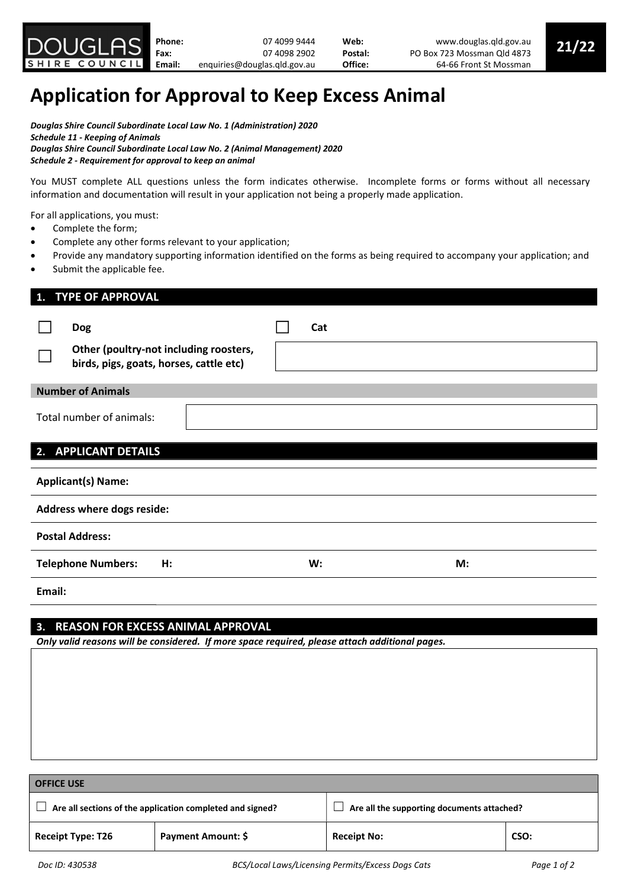| DOUGLAS SHIRE COUNCIL | | | | | 21/22 |
|---|---|---|---|---|---|
| **Phone:** | 07 4099 9444 | **Web:** | www.douglas.qld.gov.au | | |
| **Fax:** | 07 4098 2902 | **Postal:** | PO Box 723 Mossman Qld 4873 | | |
| **Email:** | enquiries@douglas.qld.gov.au | **Office:** | 64-66 Front St Mossman | | |

# Application for Approval to Keep Excess Animal

***Douglas Shire Council Subordinate Local Law No. 1 (Administration) 2020***
***Schedule 11 - Keeping of Animals***
***Douglas Shire Council Subordinate Local Law No. 2 (Animal Management) 2020***
***Schedule 2 - Requirement for approval to keep an animal***

You MUST complete ALL questions unless the form indicates otherwise. Incomplete forms or forms without all necessary information and documentation will result in your application not being a properly made application.

For all applications, you must:

- Complete the form;
- Complete any other forms relevant to your application;
- Provide any mandatory supporting information identified on the forms as being required to accompany your application; and
- Submit the applicable fee.

## 1. TYPE OF APPROVAL

☐ **Dog** ☐ **Cat**

☐ **Other (poultry-not including roosters, birds, pigs, goats, horses, cattle etc)** ____________________

**Number of Animals**

Total number of animals: ____________________

## 2. APPLICANT DETAILS

**Applicant(s) Name:**

**Address where dogs reside:**

**Postal Address:**

**Telephone Numbers:** **H:** **W:** **M:**

**Email:**

## 3. REASON FOR EXCESS ANIMAL APPROVAL

***Only valid reasons will be considered. If more space required, please attach additional pages.***

| **OFFICE USE** | | | |
|---|---|---|---|
| ☐ **Are all sections of the application completed and signed?** | | ☐ **Are all the supporting documents attached?** | |
| **Receipt Type: T26** | **Payment Amount: $** | **Receipt No:** | **CSO:** |

*Doc ID: 430538* *BCS/Local Laws/Licensing Permits/Excess Dogs Cats*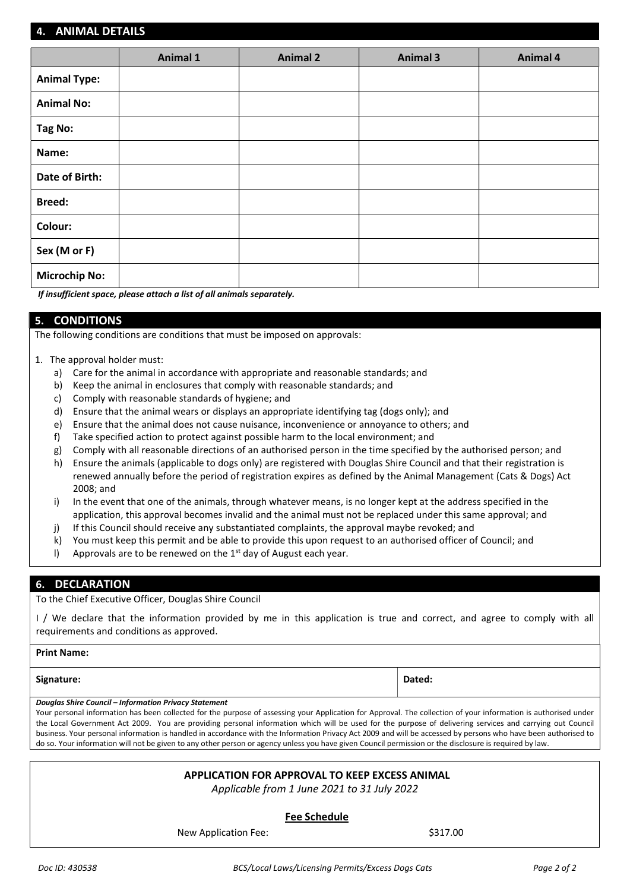## 4. ANIMAL DETAILS

| | Animal 1 | Animal 2 | Animal 3 | Animal 4 |
|---|---|---|---|---|
| **Animal Type:** | | | | |
| **Animal No:** | | | | |
| **Tag No:** | | | | |
| **Name:** | | | | |
| **Date of Birth:** | | | | |
| **Breed:** | | | | |
| **Colour:** | | | | |
| **Sex (M or F)** | | | | |
| **Microchip No:** | | | | |

***If insufficient space, please attach a list of all animals separately.***

## 5. CONDITIONS

The following conditions are conditions that must be imposed on approvals:

1. The approval holder must:
   a) Care for the animal in accordance with appropriate and reasonable standards; and
   b) Keep the animal in enclosures that comply with reasonable standards; and
   c) Comply with reasonable standards of hygiene; and
   d) Ensure that the animal wears or displays an appropriate identifying tag (dogs only); and
   e) Ensure that the animal does not cause nuisance, inconvenience or annoyance to others; and
   f) Take specified action to protect against possible harm to the local environment; and
   g) Comply with all reasonable directions of an authorised person in the time specified by the authorised person; and
   h) Ensure the animals (applicable to dogs only) are registered with Douglas Shire Council and that their registration is renewed annually before the period of registration expires as defined by the Animal Management (Cats & Dogs) Act 2008; and
   i) In the event that one of the animals, through whatever means, is no longer kept at the address specified in the application, this approval becomes invalid and the animal must not be replaced under this same approval; and
   j) If this Council should receive any substantiated complaints, the approval maybe revoked; and
   k) You must keep this permit and be able to provide this upon request to an authorised officer of Council; and
   l) Approvals are to be renewed on the 1st day of August each year.

## 6. DECLARATION

To the Chief Executive Officer, Douglas Shire Council

I / We declare that the information provided by me in this application is true and correct, and agree to comply with all requirements and conditions as approved.

**Print Name:**

**Signature:** **Dated:**

***Douglas Shire Council – Information Privacy Statement***

Your personal information has been collected for the purpose of assessing your Application for Approval. The collection of your information is authorised under the Local Government Act 2009. You are providing personal information which will be used for the purpose of delivering services and carrying out Council business. Your personal information is handled in accordance with the Information Privacy Act 2009 and will be accessed by persons who have been authorised to do so. Your information will not be given to any other person or agency unless you have given Council permission or the disclosure is required by law.

**APPLICATION FOR APPROVAL TO KEEP EXCESS ANIMAL**

*Applicable from 1 June 2021 to 31 July 2022*

**Fee Schedule**

New Application Fee: $317.00

Doc ID: 430538 BCS/Local Laws/Licensing Permits/Excess Dogs Cats